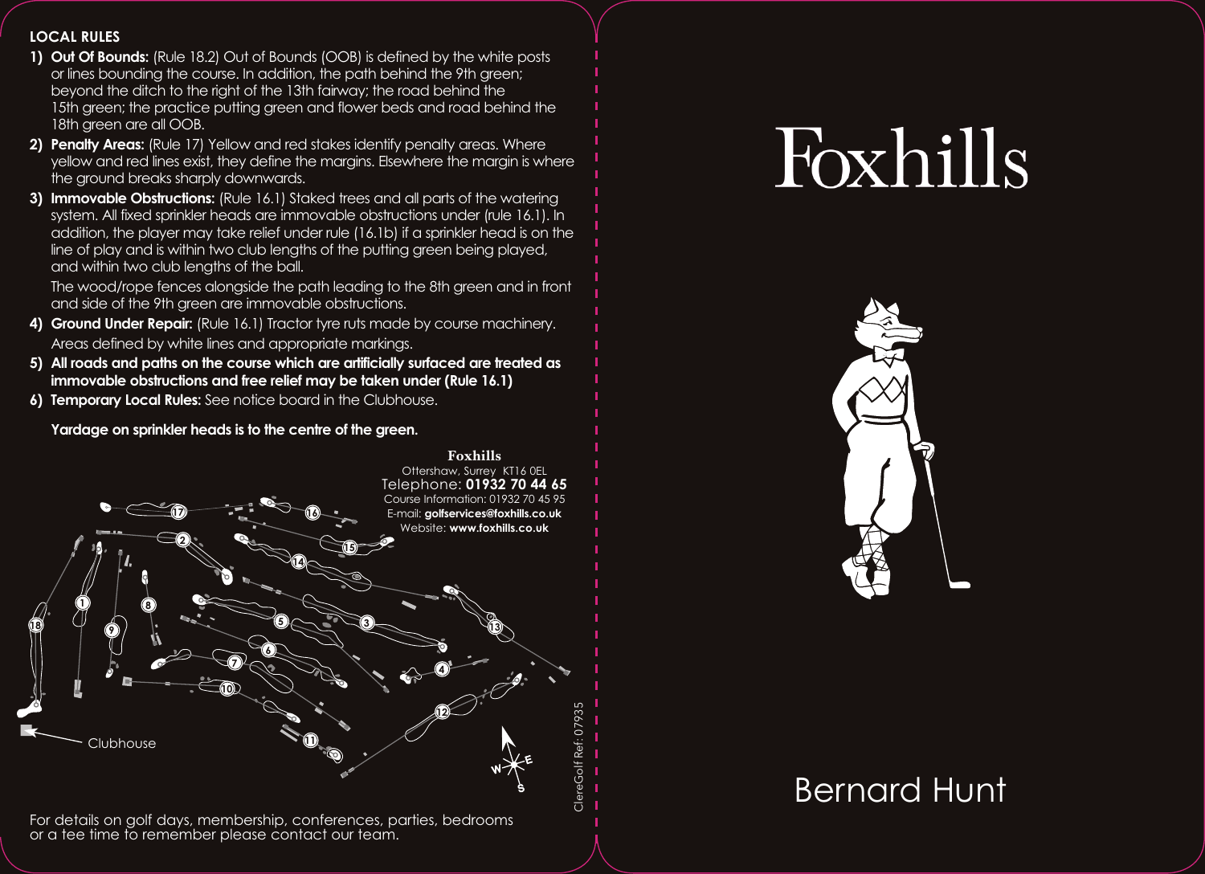## LOCAL RULES

1) **Out Of Bounds:** (Rule 18.2) Out of Bounds (OOB) is defined by the white posts or lines bounding the course. In addition, the path behind the 9th green; beyond the ditch to the right of the 13th fairway; the road behind the 15th green; the practice putting green and flower beds and road behind the 18th green are all OOB.
2) **Penalty Areas:** (Rule 17) Yellow and red stakes identify penalty areas. Where yellow and red lines exist, they define the margins. Elsewhere the margin is where the ground breaks sharply downwards.
3) **Immovable Obstructions:** (Rule 16.1) Staked trees and all parts of the watering system. All fixed sprinkler heads are immovable obstructions under (rule 16.1). In addition, the player may take relief under rule (16.1b) if a sprinkler head is on the line of play and is within two club lengths of the putting green being played, and within two club lengths of the ball.

   The wood/rope fences alongside the path leading to the 8th green and in front and side of the 9th green are immovable obstructions.
4) **Ground Under Repair:** (Rule 16.1) Tractor tyre ruts made by course machinery. Areas defined by white lines and appropriate markings.
5) **All roads and paths on the course which are artificially surfaced are treated as immovable obstructions and free relief may be taken under (Rule 16.1)**
6) **Temporary Local Rules:** See notice board in the Clubhouse.

**Yardage on sprinkler heads is to the centre of the green.**

**Foxhills**
Ottershaw, Surrey KT16 0EL
Telephone: **01932 70 44 65**
Course Information: 01932 70 45 95
E-mail: **golfservices@foxhills.co.uk**
Website: **www.foxhills.co.uk**

17 16 2 15 14 1 18 8 9 5 3 13 6 7 4 10 12 11

Clubhouse

N E S W

CleréGolf Ref: 07935

For details on golf days, membership, conferences, parties, bedrooms or a tee time to remember please contact our team.

# Foxhills

## Bernard Hunt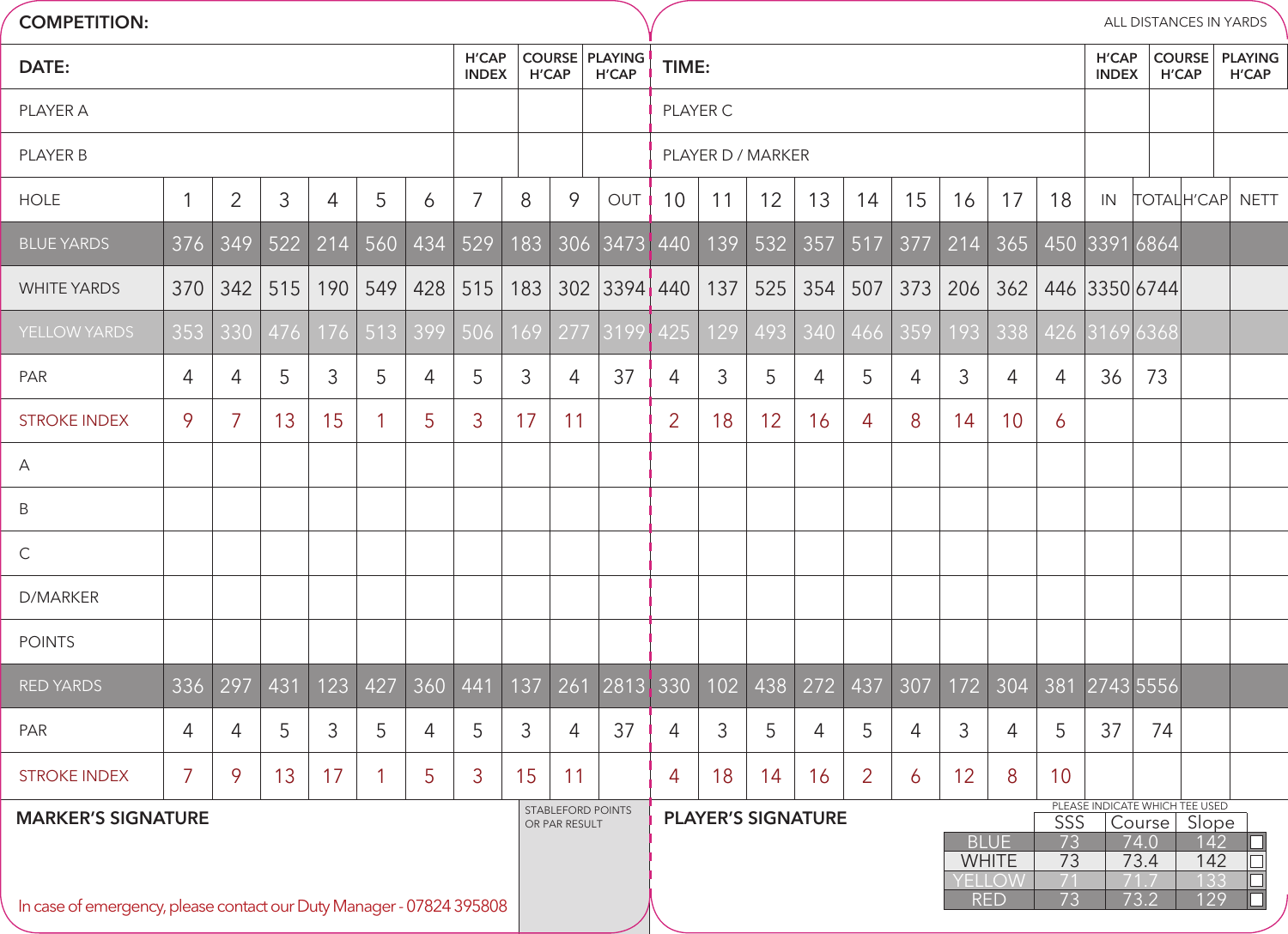**COMPETITION:**

ALL DISTANCES IN YARDS

| DATE: | H'CAP INDEX | COURSE H'CAP | PLAYING H'CAP | TIME: | H'CAP INDEX | COURSE H'CAP | PLAYING H'CAP |
|---|---|---|---|---|---|---|---|
| PLAYER A | | | | PLAYER C | | | |
| PLAYER B | | | | PLAYER D / MARKER | | | |

| HOLE | 1 | 2 | 3 | 4 | 5 | 6 | 7 | 8 | 9 | OUT | 10 | 11 | 12 | 13 | 14 | 15 | 16 | 17 | 18 | IN | TOTAL | H'CAP | NETT |
|---|---|---|---|---|---|---|---|---|---|---|---|---|---|---|---|---|---|---|---|---|---|---|---|
| BLUE YARDS | 376 | 349 | 522 | 214 | 560 | 434 | 529 | 183 | 306 | 3473 | 440 | 139 | 532 | 357 | 517 | 377 | 214 | 365 | 450 | 3391 | 6864 | | |
| WHITE YARDS | 370 | 342 | 515 | 190 | 549 | 428 | 515 | 183 | 302 | 3394 | 440 | 137 | 525 | 354 | 507 | 373 | 206 | 362 | 446 | 3350 | 6744 | | |
| YELLOW YARDS | 353 | 330 | 476 | 176 | 513 | 399 | 506 | 169 | 277 | 3199 | 425 | 129 | 493 | 340 | 466 | 359 | 193 | 338 | 426 | 3169 | 6368 | | |
| PAR | 4 | 4 | 5 | 3 | 5 | 4 | 5 | 3 | 4 | 37 | 4 | 3 | 5 | 4 | 5 | 4 | 3 | 4 | 4 | 36 | 73 | | |
| STROKE INDEX | 9 | 7 | 13 | 15 | 1 | 5 | 3 | 17 | 11 | | 2 | 18 | 12 | 16 | 4 | 8 | 14 | 10 | 6 | | | | |
| A | | | | | | | | | | | | | | | | | | | | | | | |
| B | | | | | | | | | | | | | | | | | | | | | | | |
| C | | | | | | | | | | | | | | | | | | | | | | | |
| D/MARKER | | | | | | | | | | | | | | | | | | | | | | | |
| POINTS | | | | | | | | | | | | | | | | | | | | | | | |
| RED YARDS | 336 | 297 | 431 | 123 | 427 | 360 | 441 | 137 | 261 | 2813 | 330 | 102 | 438 | 272 | 437 | 307 | 172 | 304 | 381 | 2743 | 5556 | | |
| PAR | 4 | 4 | 5 | 3 | 5 | 4 | 5 | 3 | 4 | 37 | 4 | 3 | 5 | 4 | 5 | 4 | 3 | 4 | 5 | 37 | 74 | | |
| STROKE INDEX | 7 | 9 | 13 | 17 | 1 | 5 | 3 | 15 | 11 | | 4 | 18 | 14 | 16 | 2 | 6 | 12 | 8 | 10 | | | | |

**MARKER'S SIGNATURE**

STABLEFORD POINTS OR PAR RESULT

**PLAYER'S SIGNATURE**

PLEASE INDICATE WHICH TEE USED

| | SSS | Course | Slope | |
|---|---|---|---|---|
| BLUE | 73 | 74.0 | 142 | ☐ |
| WHITE | 73 | 73.4 | 142 | ☐ |
| YELLOW | 71 | 71.7 | 133 | ☐ |
| RED | 73 | 73.2 | 129 | ☐ |

In case of emergency, please contact our Duty Manager - 07824 395808